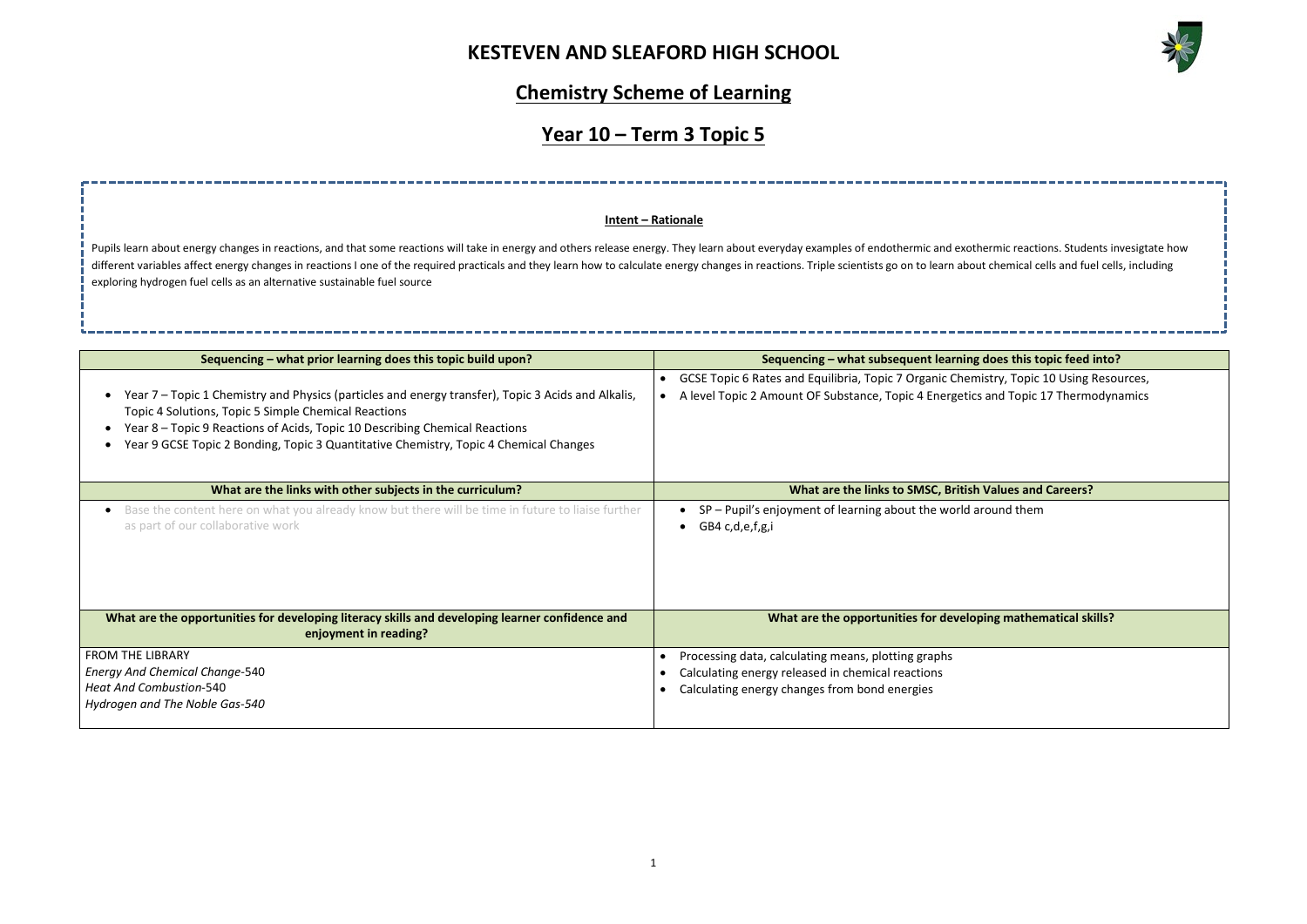# KESTEVEN AND SLEAFORD HIGH SCHOOL

## Chemistry Scheme of Learning

## Year 10 – Term 3 Topic 5

**Intent – Rationale**

Pupils learn about energy changes in reactions, and that some reactions will take in energy and others release energy. They learn about everyday examples of endothermic and exothermic reactions. Students invesigtate how different variables affect energy changes in reactions I one of the required practicals and they learn how to calculate energy changes in reactions. Triple scientists go on to learn about chemical cells and fuel cells, including exploring hydrogen fuel cells as an alternative sustainable fuel source

| Sequencing – what prior learning does this topic build upon? | Sequencing – what subsequent learning does this topic feed into? |
|---|---|
| • Year 7 – Topic 1 Chemistry and Physics (particles and energy transfer), Topic 3 Acids and Alkalis, Topic 4 Solutions, Topic 5 Simple Chemical Reactions<br>• Year 8 – Topic 9 Reactions of Acids, Topic 10 Describing Chemical Reactions<br>• Year 9 GCSE Topic 2 Bonding, Topic 3 Quantitative Chemistry, Topic 4 Chemical Changes | • GCSE Topic 6 Rates and Equilibria, Topic 7 Organic Chemistry, Topic 10 Using Resources,<br>• A level Topic 2 Amount OF Substance, Topic 4 Energetics and Topic 17 Thermodynamics |
| **What are the links with other subjects in the curriculum?** | **What are the links to SMSC, British Values and Careers?** |
| • Base the content here on what you already know but there will be time in future to liaise further as part of our collaborative work | • SP – Pupil's enjoyment of learning about the world around them<br>• GB4 c,d,e,f,g,i |
| **What are the opportunities for developing literacy skills and developing learner confidence and enjoyment in reading?** | **What are the opportunities for developing mathematical skills?** |
| FROM THE LIBRARY<br>*Energy And Chemical Change*-540<br>*Heat And Combustion*-540<br>*Hydrogen and The Noble Gas-540* | • Processing data, calculating means, plotting graphs<br>• Calculating energy released in chemical reactions<br>• Calculating energy changes from bond energies |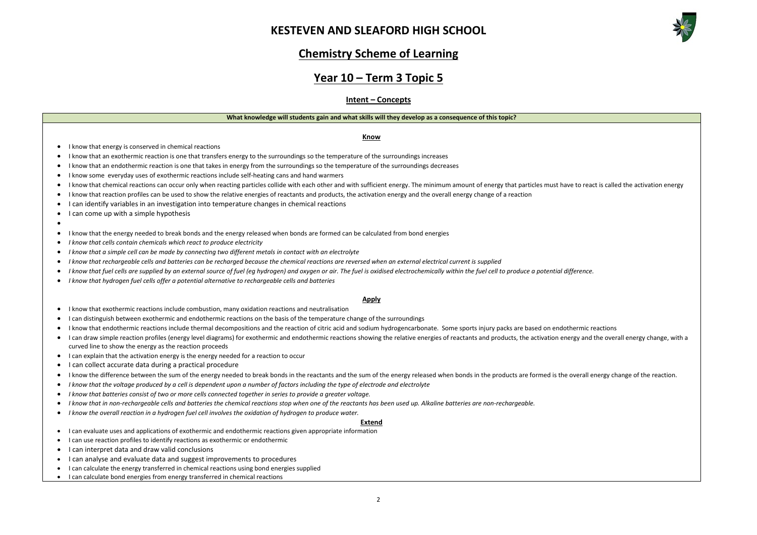# KESTEVEN AND SLEAFORD HIGH SCHOOL

## Chemistry Scheme of Learning

## Year 10 – Term 3 Topic 5

### Intent – Concepts

**What knowledge will students gain and what skills will they develop as a consequence of this topic?**

**Know**

- I know that energy is conserved in chemical reactions
- I know that an exothermic reaction is one that transfers energy to the surroundings so the temperature of the surroundings increases
- I know that an endothermic reaction is one that takes in energy from the surroundings so the temperature of the surroundings decreases
- I know some everyday uses of exothermic reactions include self-heating cans and hand warmers
- I know that chemical reactions can occur only when reacting particles collide with each other and with sufficient energy. The minimum amount of energy that particles must have to react is called the activation energy
- I know that reaction profiles can be used to show the relative energies of reactants and products, the activation energy and the overall energy change of a reaction
- I can identify variables in an investigation into temperature changes in chemical reactions
- I can come up with a simple hypothesis
- 
- I know that the energy needed to break bonds and the energy released when bonds are formed can be calculated from bond energies
- *I know that cells contain chemicals which react to produce electricity*
- *I know that a simple cell can be made by connecting two different metals in contact with an electrolyte*
- *I know that rechargeable cells and batteries can be recharged because the chemical reactions are reversed when an external electrical current is supplied*
- *I know that fuel cells are supplied by an external source of fuel (eg hydrogen) and oxygen or air. The fuel is oxidised electrochemically within the fuel cell to produce a potential difference.*
- *I know that hydrogen fuel cells offer a potential alternative to rechargeable cells and batteries*

**Apply**

- I know that exothermic reactions include combustion, many oxidation reactions and neutralisation
- I can distinguish between exothermic and endothermic reactions on the basis of the temperature change of the surroundings
- I know that endothermic reactions include thermal decompositions and the reaction of citric acid and sodium hydrogencarbonate. Some sports injury packs are based on endothermic reactions
- I can draw simple reaction profiles (energy level diagrams) for exothermic and endothermic reactions showing the relative energies of reactants and products, the activation energy and the overall energy change, with a curved line to show the energy as the reaction proceeds
- I can explain that the activation energy is the energy needed for a reaction to occur
- I can collect accurate data during a practical procedure
- I know the difference between the sum of the energy needed to break bonds in the reactants and the sum of the energy released when bonds in the products are formed is the overall energy change of the reaction.
- *I know that the voltage produced by a cell is dependent upon a number of factors including the type of electrode and electrolyte*
- *I know that batteries consist of two or more cells connected together in series to provide a greater voltage.*
- *I know that in non-rechargeable cells and batteries the chemical reactions stop when one of the reactants has been used up. Alkaline batteries are non-rechargeable.*
- *I know the overall reaction in a hydrogen fuel cell involves the oxidation of hydrogen to produce water.*

**Extend**

- I can evaluate uses and applications of exothermic and endothermic reactions given appropriate information
- I can use reaction profiles to identify reactions as exothermic or endothermic
- I can interpret data and draw valid conclusions
- I can analyse and evaluate data and suggest improvements to procedures
- I can calculate the energy transferred in chemical reactions using bond energies supplied
- I can calculate bond energies from energy transferred in chemical reactions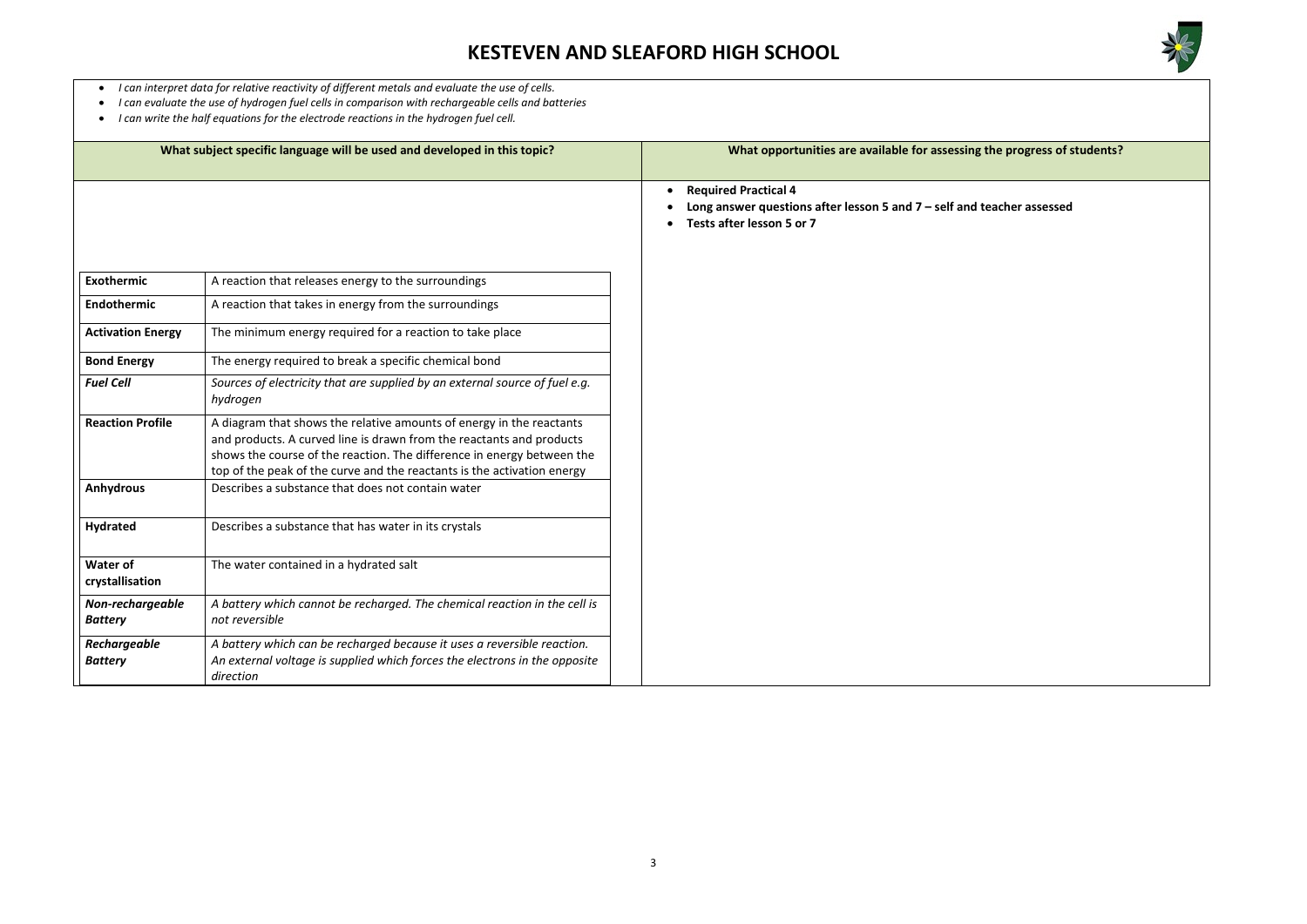- *I can interpret data for relative reactivity of different metals and evaluate the use of cells.*
- *I can evaluate the use of hydrogen fuel cells in comparison with rechargeable cells and batteries*
- *I can write the half equations for the electrode reactions in the hydrogen fuel cell.*

## What subject specific language will be used and developed in this topic?

| | |
|---|---|
| **Exothermic** | A reaction that releases energy to the surroundings |
| **Endothermic** | A reaction that takes in energy from the surroundings |
| **Activation Energy** | The minimum energy required for a reaction to take place |
| **Bond Energy** | The energy required to break a specific chemical bond |
| ***Fuel Cell*** | *Sources of electricity that are supplied by an external source of fuel e.g. hydrogen* |
| **Reaction Profile** | A diagram that shows the relative amounts of energy in the reactants and products. A curved line is drawn from the reactants and products shows the course of the reaction. The difference in energy between the top of the peak of the curve and the reactants is the activation energy |
| **Anhydrous** | Describes a substance that does not contain water |
| **Hydrated** | Describes a substance that has water in its crystals |
| **Water of crystallisation** | The water contained in a hydrated salt |
| ***Non-rechargeable Battery*** | *A battery which cannot be recharged. The chemical reaction in the cell is not reversible* |
| ***Rechargeable Battery*** | *A battery which can be recharged because it uses a reversible reaction. An external voltage is supplied which forces the electrons in the opposite direction* |

## What opportunities are available for assessing the progress of students?

- **Required Practical 4**
- **Long answer questions after lesson 5 and 7 – self and teacher assessed**
- **Tests after lesson 5 or 7**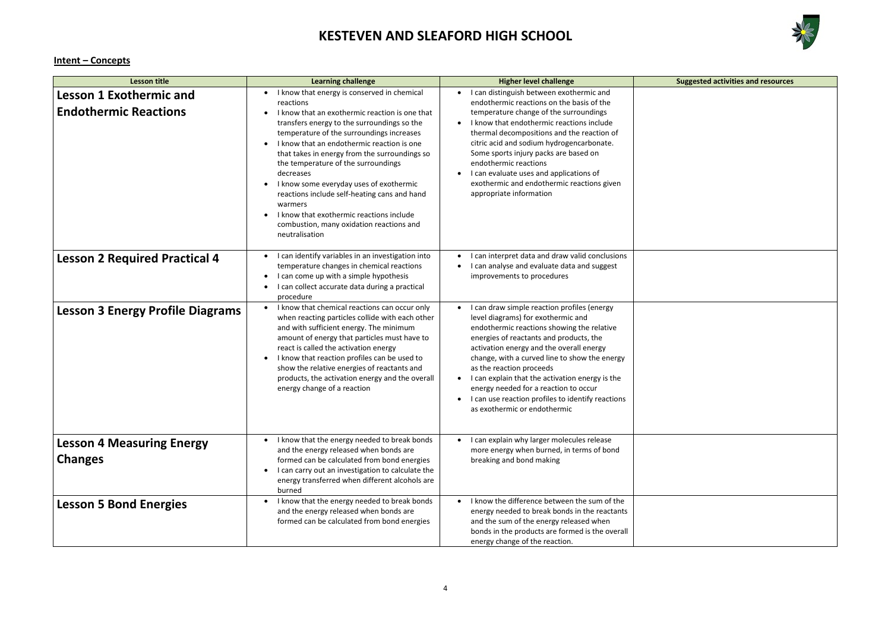# KESTEVEN AND SLEAFORD HIGH SCHOOL

**Intent – Concepts**

| Lesson title | Learning challenge | Higher level challenge | Suggested activities and resources |
|---|---|---|---|
| **Lesson 1 Exothermic and Endothermic Reactions** | • I know that energy is conserved in chemical reactions<br>• I know that an exothermic reaction is one that transfers energy to the surroundings so the temperature of the surroundings increases<br>• I know that an endothermic reaction is one that takes in energy from the surroundings so the temperature of the surroundings decreases<br>• I know some everyday uses of exothermic reactions include self-heating cans and hand warmers<br>• I know that exothermic reactions include combustion, many oxidation reactions and neutralisation | • I can distinguish between exothermic and endothermic reactions on the basis of the temperature change of the surroundings<br>• I know that endothermic reactions include thermal decompositions and the reaction of citric acid and sodium hydrogencarbonate. Some sports injury packs are based on endothermic reactions<br>• I can evaluate uses and applications of exothermic and endothermic reactions given appropriate information | |
| **Lesson 2 Required Practical 4** | • I can identify variables in an investigation into temperature changes in chemical reactions<br>• I can come up with a simple hypothesis<br>• I can collect accurate data during a practical procedure | • I can interpret data and draw valid conclusions<br>• I can analyse and evaluate data and suggest improvements to procedures | |
| **Lesson 3 Energy Profile Diagrams** | • I know that chemical reactions can occur only when reacting particles collide with each other and with sufficient energy. The minimum amount of energy that particles must have to react is called the activation energy<br>• I know that reaction profiles can be used to show the relative energies of reactants and products, the activation energy and the overall energy change of a reaction | • I can draw simple reaction profiles (energy level diagrams) for exothermic and endothermic reactions showing the relative energies of reactants and products, the activation energy and the overall energy change, with a curved line to show the energy as the reaction proceeds<br>• I can explain that the activation energy is the energy needed for a reaction to occur<br>• I can use reaction profiles to identify reactions as exothermic or endothermic | |
| **Lesson 4 Measuring Energy Changes** | • I know that the energy needed to break bonds and the energy released when bonds are formed can be calculated from bond energies<br>• I can carry out an investigation to calculate the energy transferred when different alcohols are burned | • I can explain why larger molecules release more energy when burned, in terms of bond breaking and bond making | |
| **Lesson 5 Bond Energies** | • I know that the energy needed to break bonds and the energy released when bonds are formed can be calculated from bond energies | • I know the difference between the sum of the energy needed to break bonds in the reactants and the sum of the energy released when bonds in the products are formed is the overall energy change of the reaction. | |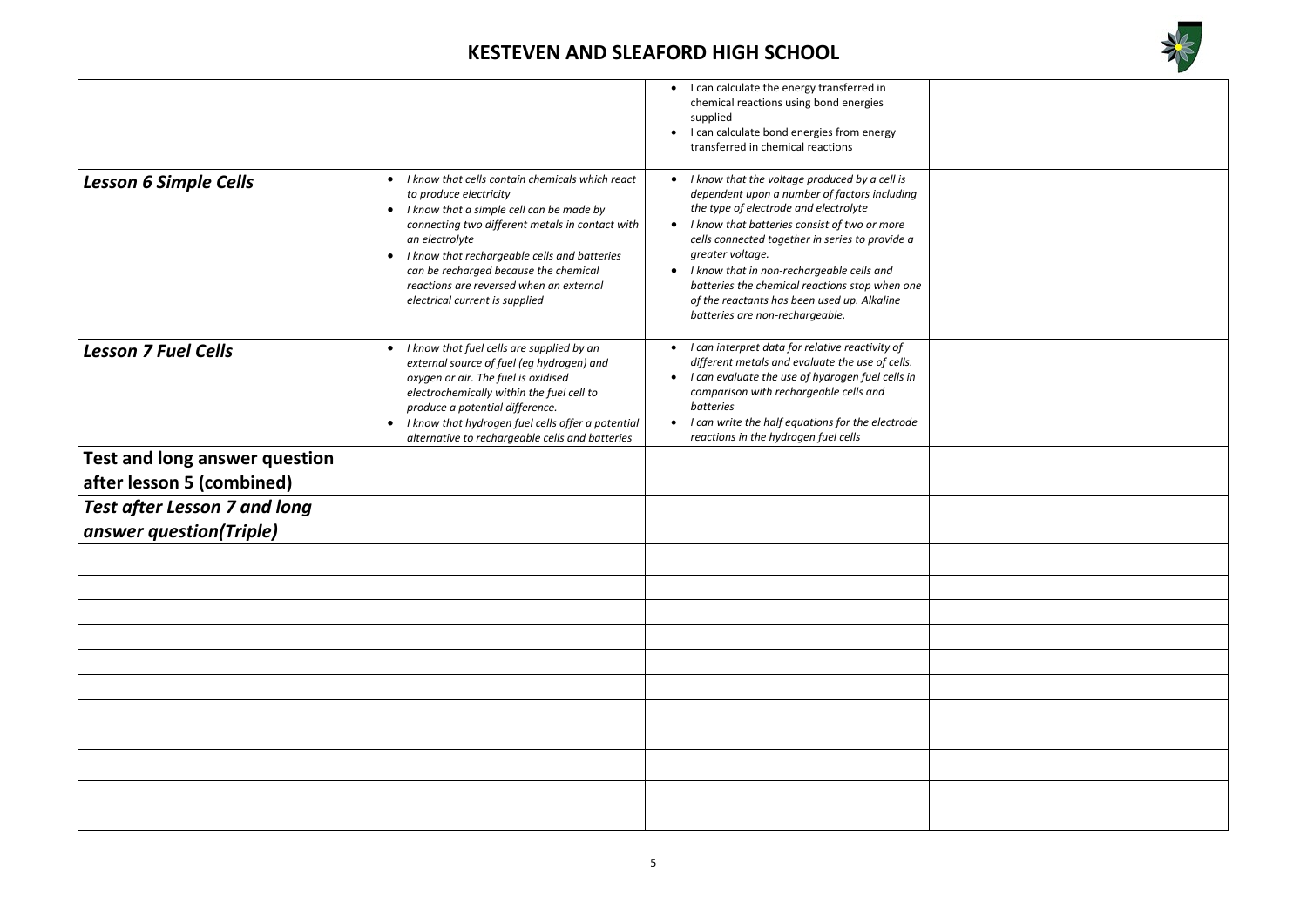| | | | |
|---|---|---|---|
| | | • I can calculate the energy transferred in chemical reactions using bond energies supplied<br>• I can calculate bond energies from energy transferred in chemical reactions | |
| ***Lesson 6 Simple Cells*** | • *I know that cells contain chemicals which react to produce electricity*<br>• *I know that a simple cell can be made by connecting two different metals in contact with an electrolyte*<br>• *I know that rechargeable cells and batteries can be recharged because the chemical reactions are reversed when an external electrical current is supplied* | • *I know that the voltage produced by a cell is dependent upon a number of factors including the type of electrode and electrolyte*<br>• *I know that batteries consist of two or more cells connected together in series to provide a greater voltage.*<br>• *I know that in non-rechargeable cells and batteries the chemical reactions stop when one of the reactants has been used up. Alkaline batteries are non-rechargeable.* | |
| ***Lesson 7 Fuel Cells*** | • *I know that fuel cells are supplied by an external source of fuel (eg hydrogen) and oxygen or air. The fuel is oxidised electrochemically within the fuel cell to produce a potential difference.*<br>• *I know that hydrogen fuel cells offer a potential alternative to rechargeable cells and batteries* | • *I can interpret data for relative reactivity of different metals and evaluate the use of cells.*<br>• *I can evaluate the use of hydrogen fuel cells in comparison with rechargeable cells and batteries*<br>• *I can write the half equations for the electrode reactions in the hydrogen fuel cells* | |
| **Test and long answer question after lesson 5 (combined)** | | | |
| ***Test after Lesson 7 and long answer question(Triple)*** | | | |
| | | | |
| | | | |
| | | | |
| | | | |
| | | | |
| | | | |
| | | | |
| | | | |
| | | | |
| | | | |
| | | | |